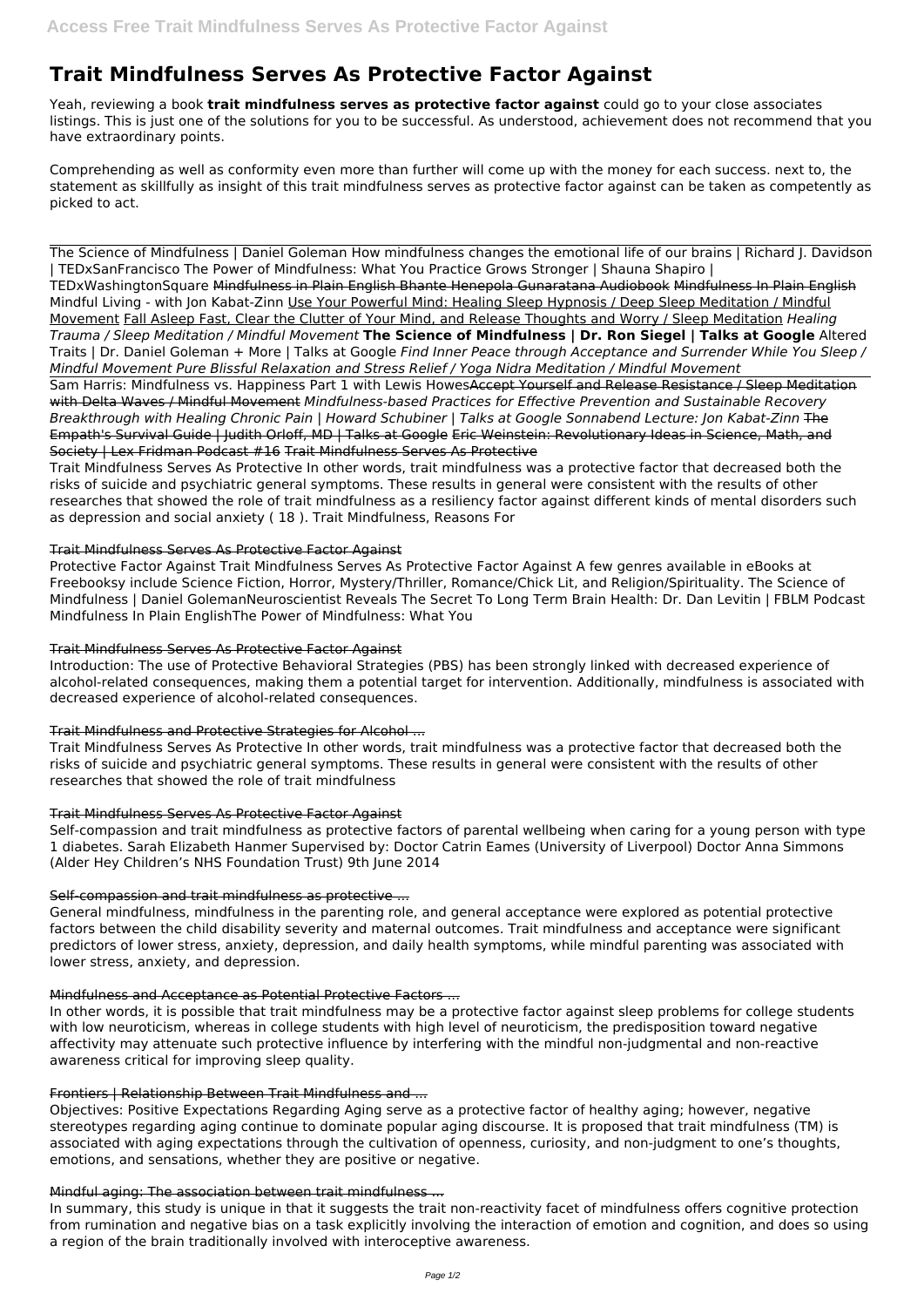# Trait Mindfulness Serves As Protective Factor Against

Yeah, reviewing a book **trait mindfulness serves as protective factor against** could go to your close associates listings. This is just one of the solutions for you to be successful. As understood, achievement does not recommend that you have extraordinary points.

Comprehending as well as conformity even more than further will come up with the money for each success. next to, the statement as skillfully as insight of this trait mindfulness serves as protective factor against can be taken as competently as picked to act.

The Science of Mindfulness | Daniel Goleman How mindfulness changes the emotional life of our brains | Richard J. Davidson | TEDxSanFrancisco The Power of Mindfulness: What You Practice Grows Stronger | Shauna Shapiro | TEDxWashingtonSquare Mindfulness in Plain English Bhante Henepola Gunaratana Audiobook Mindfulness In Plain English Mindful Living - with Jon Kabat-Zinn Use Your Powerful Mind: Healing Sleep Hypnosis / Deep Sleep Meditation / Mindful Movement Fall Asleep Fast, Clear the Clutter of Your Mind, and Release Thoughts and Worry / Sleep Meditation *Healing Trauma / Sleep Meditation / Mindful Movement* **The Science of Mindfulness | Dr. Ron Siegel | Talks at Google** Altered Traits | Dr. Daniel Goleman + More | Talks at Google *Find Inner Peace through Acceptance and Surrender While You Sleep / Mindful Movement Pure Blissful Relaxation and Stress Relief / Yoga Nidra Meditation / Mindful Movement*

Sam Harris: Mindfulness vs. Happiness Part 1 with Lewis HowesAccept Yourself and Release Resistance / Sleep Meditation with Delta Waves / Mindful Movement *Mindfulness-based Practices for Effective Prevention and Sustainable Recovery Breakthrough with Healing Chronic Pain | Howard Schubiner | Talks at Google Sonnabend Lecture: Jon Kabat-Zinn* The Empath's Survival Guide | Judith Orloff, MD | Talks at Google Eric Weinstein: Revolutionary Ideas in Science, Math, and Society | Lex Fridman Podcast #16 Trait Mindfulness Serves As Protective

Trait Mindfulness Serves As Protective In other words, trait mindfulness was a protective factor that decreased both the risks of suicide and psychiatric general symptoms. These results in general were consistent with the results of other researches that showed the role of trait mindfulness as a resiliency factor against different kinds of mental disorders such as depression and social anxiety ( 18 ). Trait Mindfulness, Reasons For

## Trait Mindfulness Serves As Protective Factor Against

Protective Factor Against Trait Mindfulness Serves As Protective Factor Against A few genres available in eBooks at Freebooksy include Science Fiction, Horror, Mystery/Thriller, Romance/Chick Lit, and Religion/Spirituality. The Science of Mindfulness | Daniel GolemanNeuroscientist Reveals The Secret To Long Term Brain Health: Dr. Dan Levitin | FBLM Podcast Mindfulness In Plain EnglishThe Power of Mindfulness: What You

## Trait Mindfulness Serves As Protective Factor Against

Introduction: The use of Protective Behavioral Strategies (PBS) has been strongly linked with decreased experience of alcohol-related consequences, making them a potential target for intervention. Additionally, mindfulness is associated with decreased experience of alcohol-related consequences.

## Trait Mindfulness and Protective Strategies for Alcohol ...

Trait Mindfulness Serves As Protective In other words, trait mindfulness was a protective factor that decreased both the risks of suicide and psychiatric general symptoms. These results in general were consistent with the results of other researches that showed the role of trait mindfulness

## Trait Mindfulness Serves As Protective Factor Against

Self-compassion and trait mindfulness as protective factors of parental wellbeing when caring for a young person with type 1 diabetes. Sarah Elizabeth Hanmer Supervised by: Doctor Catrin Eames (University of Liverpool) Doctor Anna Simmons (Alder Hey Children's NHS Foundation Trust) 9th June 2014

## Self-compassion and trait mindfulness as protective ...

General mindfulness, mindfulness in the parenting role, and general acceptance were explored as potential protective factors between the child disability severity and maternal outcomes. Trait mindfulness and acceptance were significant predictors of lower stress, anxiety, depression, and daily health symptoms, while mindful parenting was associated with lower stress, anxiety, and depression.

## Mindfulness and Acceptance as Potential Protective Factors ...

In other words, it is possible that trait mindfulness may be a protective factor against sleep problems for college students with low neuroticism, whereas in college students with high level of neuroticism, the predisposition toward negative affectivity may attenuate such protective influence by interfering with the mindful non-judgmental and non-reactive awareness critical for improving sleep quality.

## Frontiers | Relationship Between Trait Mindfulness and ...

Objectives: Positive Expectations Regarding Aging serve as a protective factor of healthy aging; however, negative stereotypes regarding aging continue to dominate popular aging discourse. It is proposed that trait mindfulness (TM) is associated with aging expectations through the cultivation of openness, curiosity, and non-judgment to one's thoughts, emotions, and sensations, whether they are positive or negative.

## Mindful aging: The association between trait mindfulness ...

In summary, this study is unique in that it suggests the trait non-reactivity facet of mindfulness offers cognitive protection from rumination and negative bias on a task explicitly involving the interaction of emotion and cognition, and does so using a region of the brain traditionally involved with interoceptive awareness.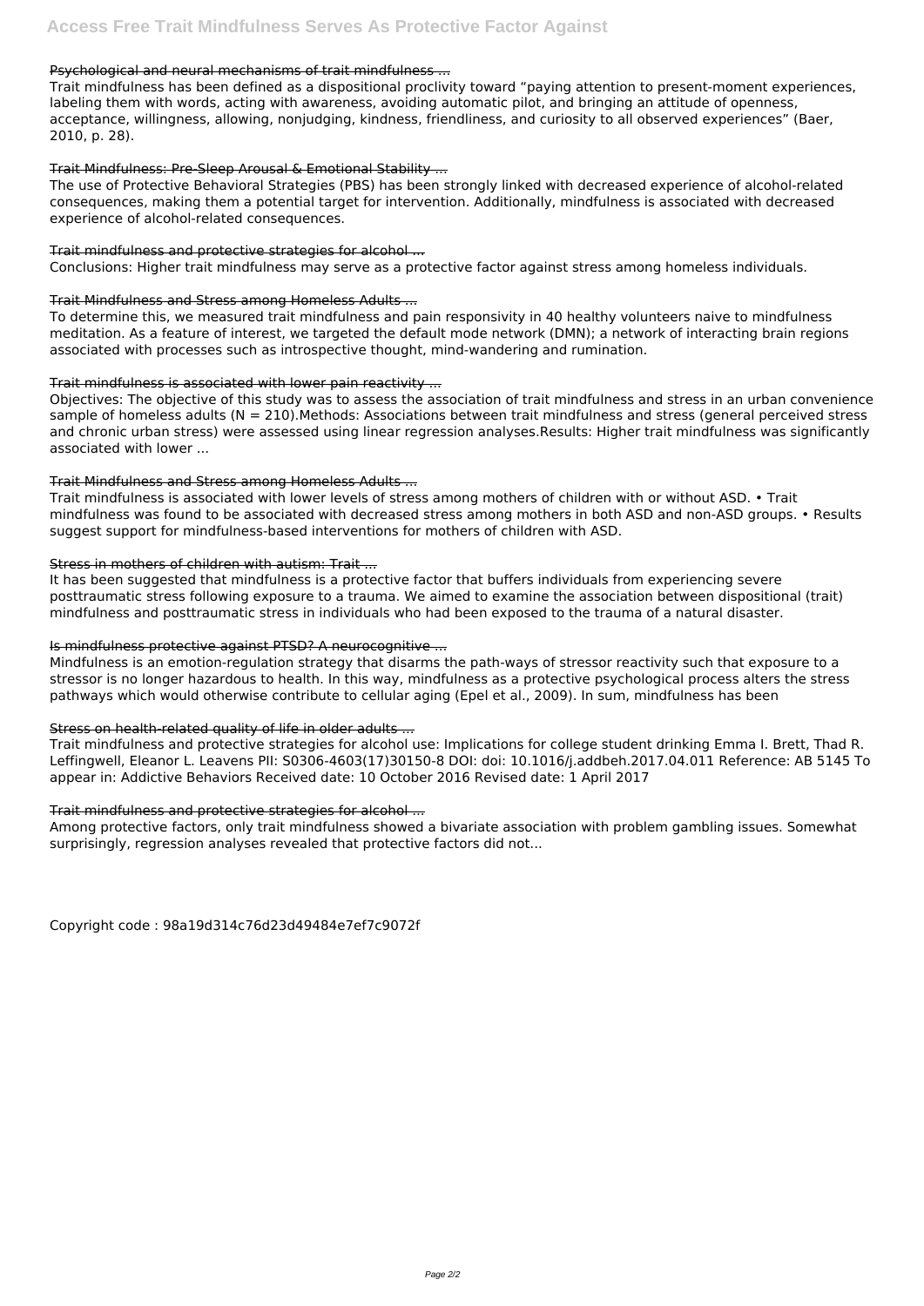Psychological and neural mechanisms of trait mindfulness ...

Trait mindfulness has been defined as a dispositional proclivity toward "paying attention to present-moment experiences, labeling them with words, acting with awareness, avoiding automatic pilot, and bringing an attitude of openness, acceptance, willingness, allowing, nonjudging, kindness, friendliness, and curiosity to all observed experiences" (Baer, 2010, p. 28).

Trait Mindfulness: Pre-Sleep Arousal & Emotional Stability ...

The use of Protective Behavioral Strategies (PBS) has been strongly linked with decreased experience of alcohol-related consequences, making them a potential target for intervention. Additionally, mindfulness is associated with decreased experience of alcohol-related consequences.

Trait mindfulness and protective strategies for alcohol ...

Conclusions: Higher trait mindfulness may serve as a protective factor against stress among homeless individuals.

Trait Mindfulness and Stress among Homeless Adults ...

To determine this, we measured trait mindfulness and pain responsivity in 40 healthy volunteers naive to mindfulness meditation. As a feature of interest, we targeted the default mode network (DMN); a network of interacting brain regions associated with processes such as introspective thought, mind-wandering and rumination.

Trait mindfulness is associated with lower pain reactivity ...

Objectives: The objective of this study was to assess the association of trait mindfulness and stress in an urban convenience sample of homeless adults (N = 210).Methods: Associations between trait mindfulness and stress (general perceived stress and chronic urban stress) were assessed using linear regression analyses.Results: Higher trait mindfulness was significantly associated with lower ...

Trait Mindfulness and Stress among Homeless Adults ...

Trait mindfulness is associated with lower levels of stress among mothers of children with or without ASD. • Trait mindfulness was found to be associated with decreased stress among mothers in both ASD and non-ASD groups. • Results suggest support for mindfulness-based interventions for mothers of children with ASD.

Stress in mothers of children with autism: Trait ...

It has been suggested that mindfulness is a protective factor that buffers individuals from experiencing severe posttraumatic stress following exposure to a trauma. We aimed to examine the association between dispositional (trait) mindfulness and posttraumatic stress in individuals who had been exposed to the trauma of a natural disaster.

Is mindfulness protective against PTSD? A neurocognitive ...

Mindfulness is an emotion-regulation strategy that disarms the path-ways of stressor reactivity such that exposure to a stressor is no longer hazardous to health. In this way, mindfulness as a protective psychological process alters the stress pathways which would otherwise contribute to cellular aging (Epel et al., 2009). In sum, mindfulness has been

Stress on health-related quality of life in older adults ...

Trait mindfulness and protective strategies for alcohol use: Implications for college student drinking Emma I. Brett, Thad R. Leffingwell, Eleanor L. Leavens PII: S0306-4603(17)30150-8 DOI: doi: 10.1016/j.addbeh.2017.04.011 Reference: AB 5145 To appear in: Addictive Behaviors Received date: 10 October 2016 Revised date: 1 April 2017

Trait mindfulness and protective strategies for alcohol ...

Among protective factors, only trait mindfulness showed a bivariate association with problem gambling issues. Somewhat surprisingly, regression analyses revealed that protective factors did not...

Copyright code : 98a19d314c76d23d49484e7ef7c9072f